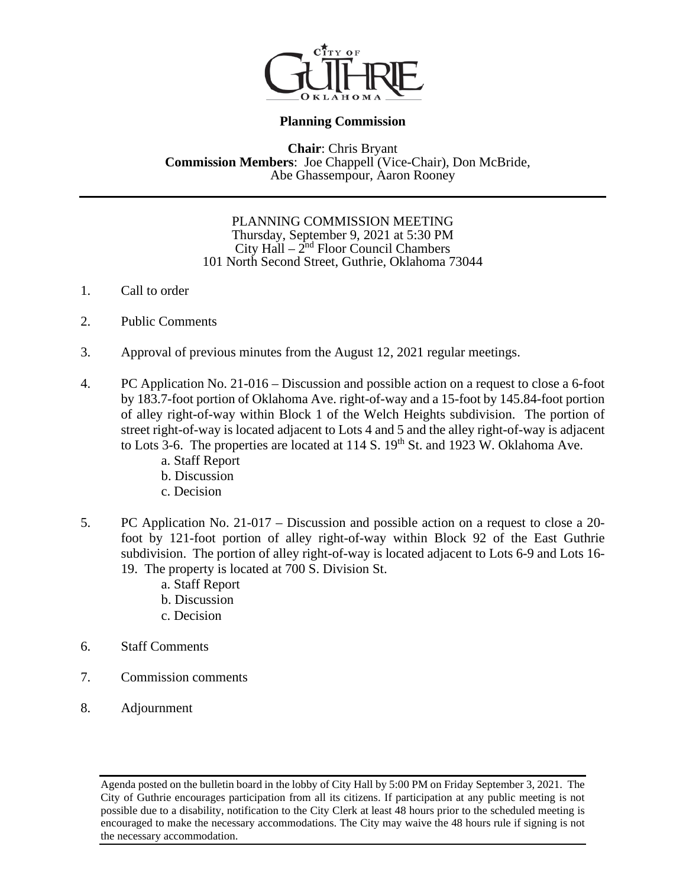CITY OF GUTHRIE OKLAHOMA

## Planning Commission

**Chair**: Chris Bryant
**Commission Members**: Joe Chappell (Vice-Chair), Don McBride, Abe Ghassempour, Aaron Rooney

---

PLANNING COMMISSION MEETING
Thursday, September 9, 2021 at 5:30 PM
City Hall – 2nd Floor Council Chambers
101 North Second Street, Guthrie, Oklahoma 73044

1. Call to order

2. Public Comments

3. Approval of previous minutes from the August 12, 2021 regular meetings.

4. PC Application No. 21-016 – Discussion and possible action on a request to close a 6-foot by 183.7-foot portion of Oklahoma Ave. right-of-way and a 15-foot by 145.84-foot portion of alley right-of-way within Block 1 of the Welch Heights subdivision. The portion of street right-of-way is located adjacent to Lots 4 and 5 and the alley right-of-way is adjacent to Lots 3-6. The properties are located at 114 S. 19th St. and 1923 W. Oklahoma Ave.
   a. Staff Report
   b. Discussion
   c. Decision

5. PC Application No. 21-017 – Discussion and possible action on a request to close a 20-foot by 121-foot portion of alley right-of-way within Block 92 of the East Guthrie subdivision. The portion of alley right-of-way is located adjacent to Lots 6-9 and Lots 16-19. The property is located at 700 S. Division St.
   a. Staff Report
   b. Discussion
   c. Decision

6. Staff Comments

7. Commission comments

8. Adjournment

---

Agenda posted on the bulletin board in the lobby of City Hall by 5:00 PM on Friday September 3, 2021. The City of Guthrie encourages participation from all its citizens. If participation at any public meeting is not possible due to a disability, notification to the City Clerk at least 48 hours prior to the scheduled meeting is encouraged to make the necessary accommodations. The City may waive the 48 hours rule if signing is not the necessary accommodation.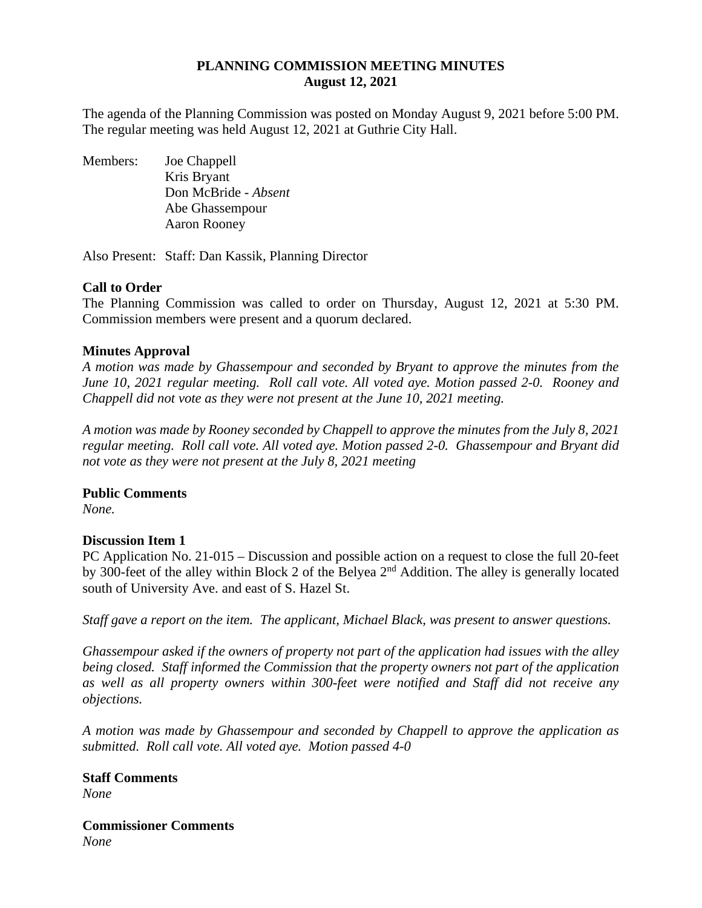**PLANNING COMMISSION MEETING MINUTES**
**August 12, 2021**

The agenda of the Planning Commission was posted on Monday August 9, 2021 before 5:00 PM. The regular meeting was held August 12, 2021 at Guthrie City Hall.

Members:
- Joe Chappell
- Kris Bryant
- Don McBride - *Absent*
- Abe Ghassempour
- Aaron Rooney

Also Present: Staff: Dan Kassik, Planning Director

**Call to Order**

The Planning Commission was called to order on Thursday, August 12, 2021 at 5:30 PM. Commission members were present and a quorum declared.

**Minutes Approval**

*A motion was made by Ghassempour and seconded by Bryant to approve the minutes from the June 10, 2021 regular meeting. Roll call vote. All voted aye. Motion passed 2-0. Rooney and Chappell did not vote as they were not present at the June 10, 2021 meeting.*

*A motion was made by Rooney seconded by Chappell to approve the minutes from the July 8, 2021 regular meeting. Roll call vote. All voted aye. Motion passed 2-0. Ghassempour and Bryant did not vote as they were not present at the July 8, 2021 meeting*

**Public Comments**

*None.*

**Discussion Item 1**

PC Application No. 21-015 – Discussion and possible action on a request to close the full 20-feet by 300-feet of the alley within Block 2 of the Belyea 2nd Addition. The alley is generally located south of University Ave. and east of S. Hazel St.

*Staff gave a report on the item. The applicant, Michael Black, was present to answer questions.*

*Ghassempour asked if the owners of property not part of the application had issues with the alley being closed. Staff informed the Commission that the property owners not part of the application as well as all property owners within 300-feet were notified and Staff did not receive any objections.*

*A motion was made by Ghassempour and seconded by Chappell to approve the application as submitted. Roll call vote. All voted aye. Motion passed 4-0*

**Staff Comments**

*None*

**Commissioner Comments**

*None*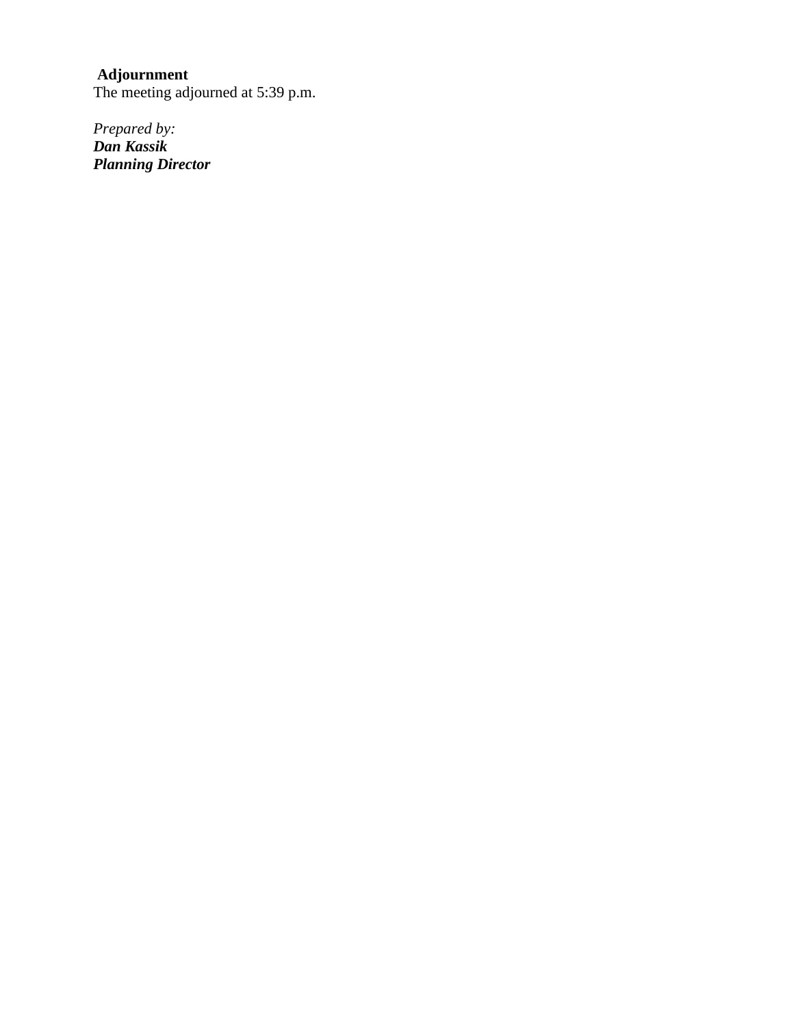**Adjournment**
The meeting adjourned at 5:39 p.m.

*Prepared by:*
***Dan Kassik***
***Planning Director***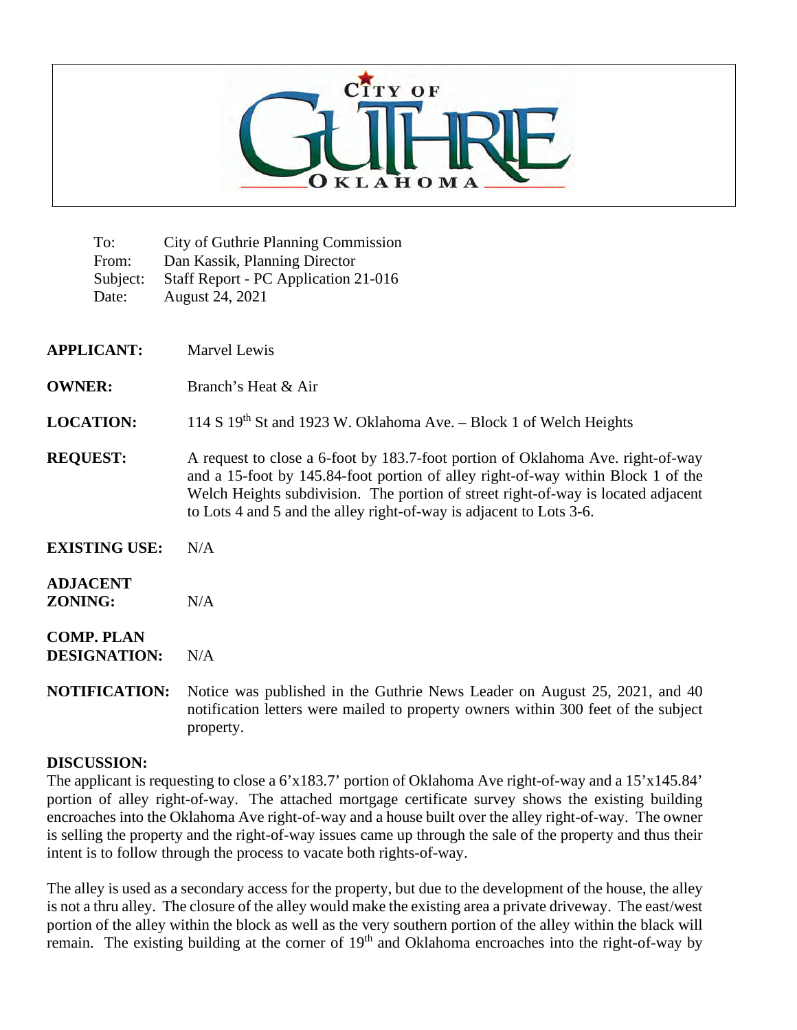CITY OF GUTHRIE OKLAHOMA

To: City of Guthrie Planning Commission
From: Dan Kassik, Planning Director
Subject: Staff Report - PC Application 21-016
Date: August 24, 2021

**APPLICANT:** Marvel Lewis

**OWNER:** Branch's Heat & Air

**LOCATION:** 114 S 19th St and 1923 W. Oklahoma Ave. – Block 1 of Welch Heights

**REQUEST:** A request to close a 6-foot by 183.7-foot portion of Oklahoma Ave. right-of-way and a 15-foot by 145.84-foot portion of alley right-of-way within Block 1 of the Welch Heights subdivision. The portion of street right-of-way is located adjacent to Lots 4 and 5 and the alley right-of-way is adjacent to Lots 3-6.

**EXISTING USE:** N/A

**ADJACENT ZONING:** N/A

**COMP. PLAN DESIGNATION:** N/A

**NOTIFICATION:** Notice was published in the Guthrie News Leader on August 25, 2021, and 40 notification letters were mailed to property owners within 300 feet of the subject property.

**DISCUSSION:**
The applicant is requesting to close a 6'x183.7' portion of Oklahoma Ave right-of-way and a 15'x145.84' portion of alley right-of-way. The attached mortgage certificate survey shows the existing building encroaches into the Oklahoma Ave right-of-way and a house built over the alley right-of-way. The owner is selling the property and the right-of-way issues came up through the sale of the property and thus their intent is to follow through the process to vacate both rights-of-way.

The alley is used as a secondary access for the property, but due to the development of the house, the alley is not a thru alley. The closure of the alley would make the existing area a private driveway. The east/west portion of the alley within the block as well as the very southern portion of the alley within the black will remain. The existing building at the corner of 19th and Oklahoma encroaches into the right-of-way by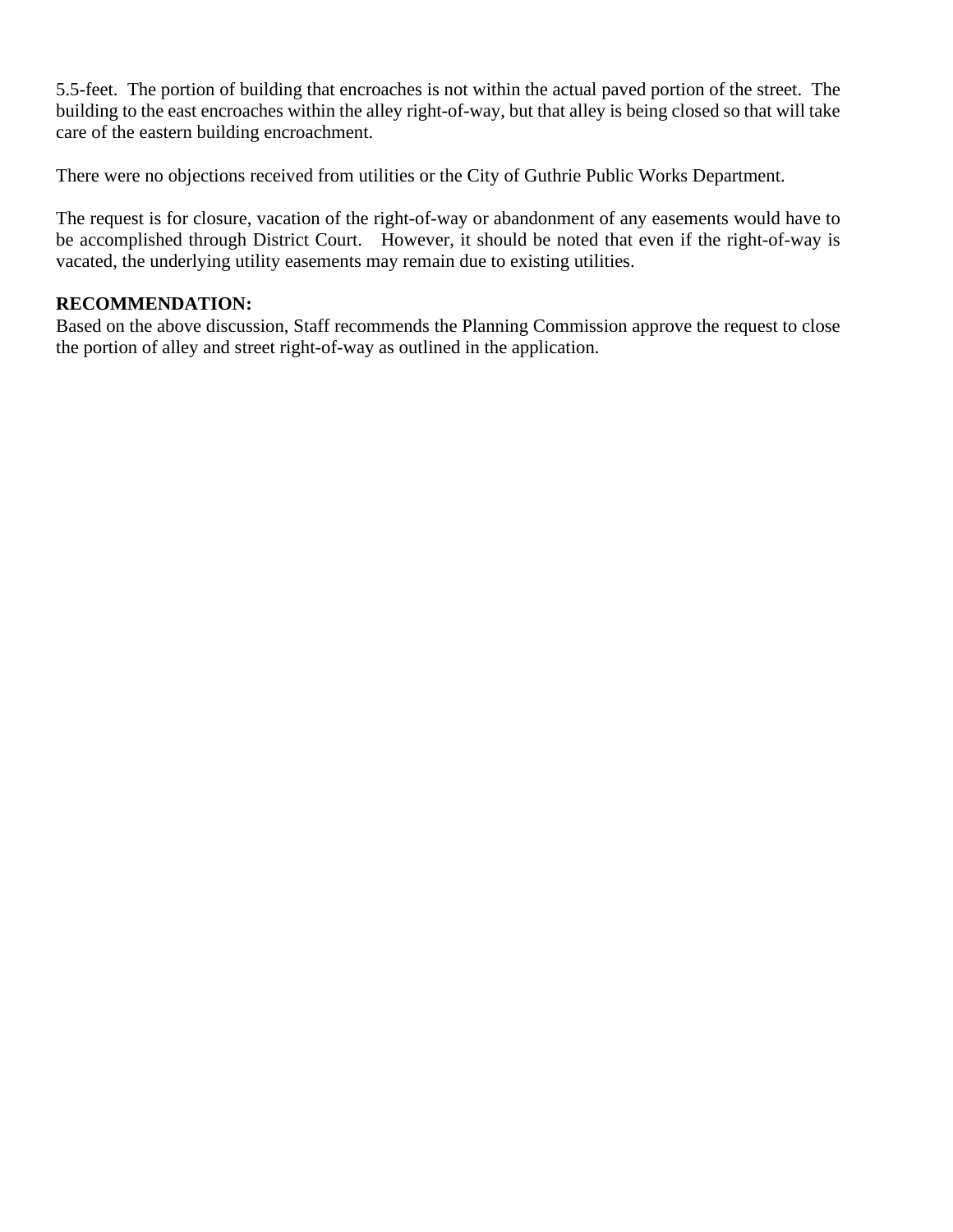5.5-feet. The portion of building that encroaches is not within the actual paved portion of the street. The building to the east encroaches within the alley right-of-way, but that alley is being closed so that will take care of the eastern building encroachment.

There were no objections received from utilities or the City of Guthrie Public Works Department.

The request is for closure, vacation of the right-of-way or abandonment of any easements would have to be accomplished through District Court. However, it should be noted that even if the right-of-way is vacated, the underlying utility easements may remain due to existing utilities.

**RECOMMENDATION:**
Based on the above discussion, Staff recommends the Planning Commission approve the request to close the portion of alley and street right-of-way as outlined in the application.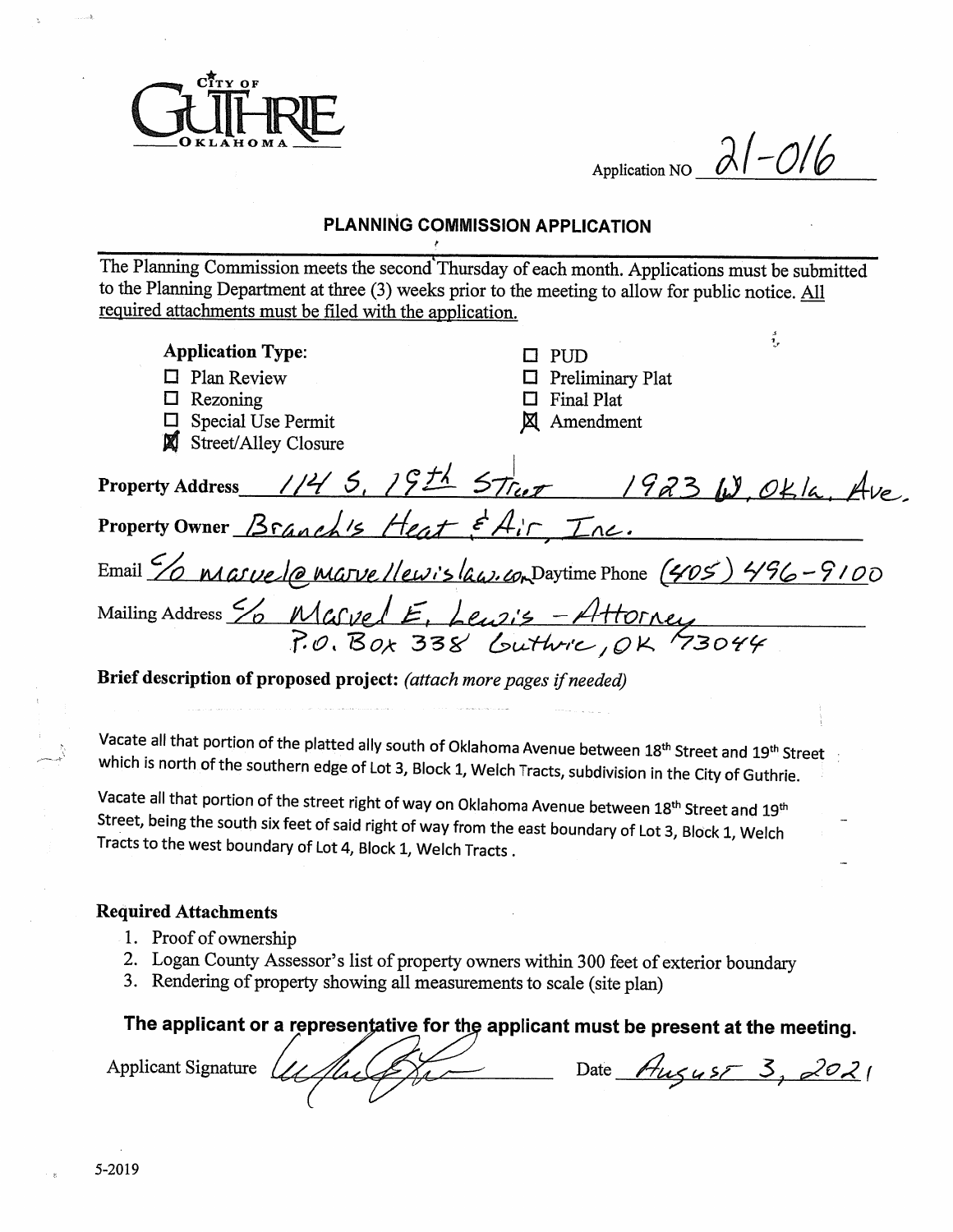CITY OF GUTHRIE OKLAHOMA

Application NO 21-016

## PLANNING COMMISSION APPLICATION

The Planning Commission meets the second Thursday of each month. Applications must be submitted to the Planning Department at three (3) weeks prior to the meeting to allow for public notice. <u>All required attachments must be filed with the application.</u>

**Application Type:**

- ☐ Plan Review
- ☐ Rezoning
- ☐ Special Use Permit
- ☒ Street/Alley Closure
- ☐ PUD
- ☐ Preliminary Plat
- ☐ Final Plat
- ☒ Amendment

**Property Address** 114 S. 19th Street 1923 W. Okla. Ave.

**Property Owner** Branch's Heat & Air, Inc.

Email c/o marvel@marvellewislaw.com Daytime Phone (405) 496-9100

Mailing Address c/o Marvel E. Lewis - Attorney P.O. Box 338 Guthrie, OK 73044

**Brief description of proposed project:** *(attach more pages if needed)*

Vacate all that portion of the platted ally south of Oklahoma Avenue between 18th Street and 19th Street which is north of the southern edge of Lot 3, Block 1, Welch Tracts, subdivision in the City of Guthrie.

Vacate all that portion of the street right of way on Oklahoma Avenue between 18th Street and 19th Street, being the south six feet of said right of way from the east boundary of Lot 3, Block 1, Welch Tracts to the west boundary of Lot 4, Block 1, Welch Tracts .

**Required Attachments**

1. Proof of ownership
2. Logan County Assessor's list of property owners within 300 feet of exterior boundary
3. Rendering of property showing all measurements to scale (site plan)

**The applicant or a representative for the applicant must be present at the meeting.**

Applicant Signature [signature] Date August 3, 2021

5-2019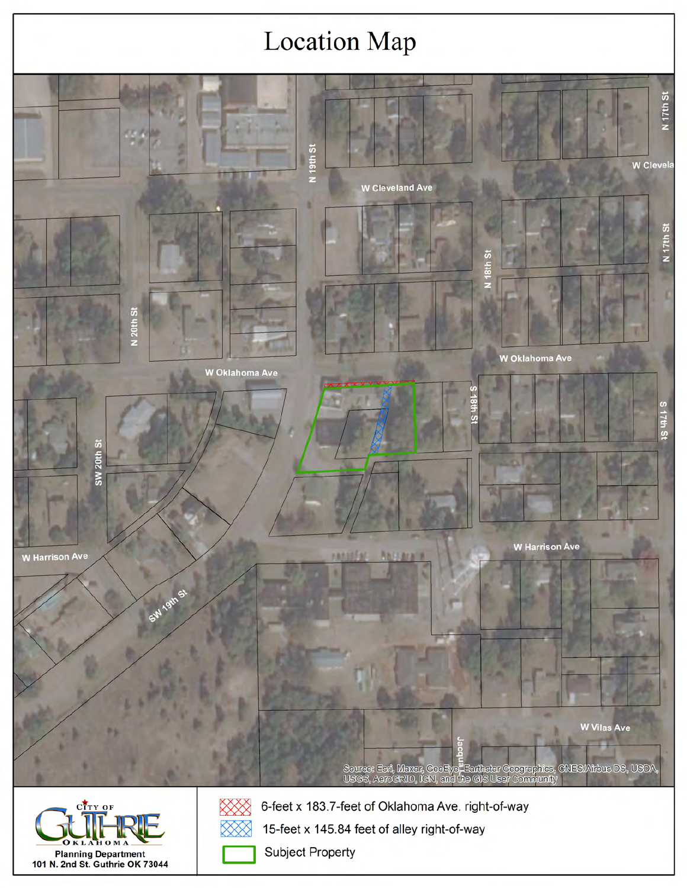# Location Map

W Cleveland Ave

N 19th St

N 20th St

N 18th St

N 17th St

W Oklahoma Ave

S 18th St

S 17th St

SW 20th St

W Harrison Ave

SW 19th St

W Vilas Ave

Source: Esri, Maxar, GeoEye, Earthstar Geographics, CNES/Airbus DS, USDA, USGS, AeroGRID, IGN, and the GIS User Community

CITY OF GUTHRIE OKLAHOMA

Planning Department
101 N. 2nd St. Guthrie OK 73044

- 6-feet x 183.7-feet of Oklahoma Ave. right-of-way
- 15-feet x 145.84 feet of alley right-of-way
- Subject Property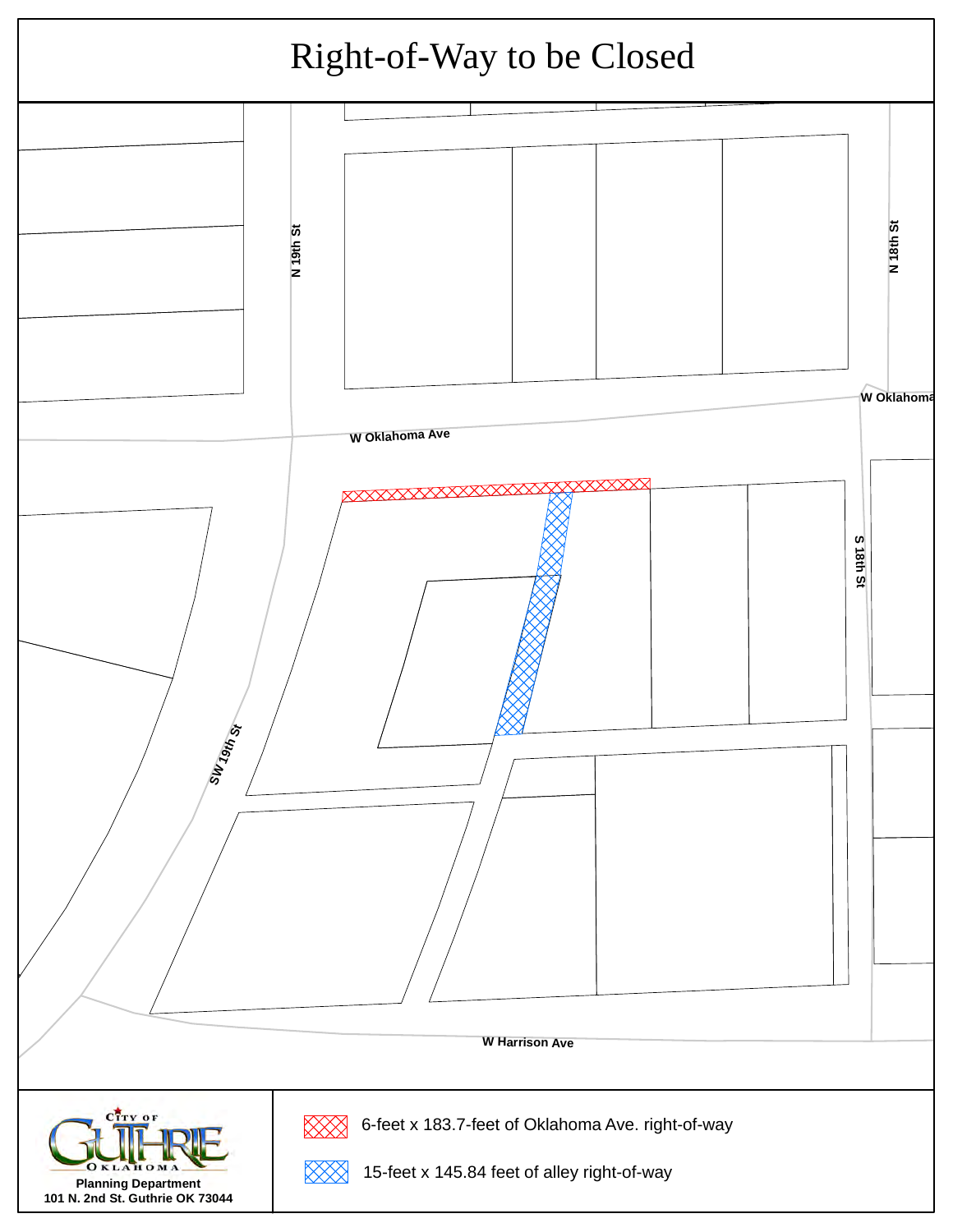# Right-of-Way to be Closed

N 19th St

N 18th St

W Oklahoma

W Oklahoma Ave

S 18th St

SW 19th St

W Harrison Ave

CITY OF GUTHRIE OKLAHOMA

**Planning Department**
**101 N. 2nd St. Guthrie OK 73044**

- 6-feet x 183.7-feet of Oklahoma Ave. right-of-way
- 15-feet x 145.84 feet of alley right-of-way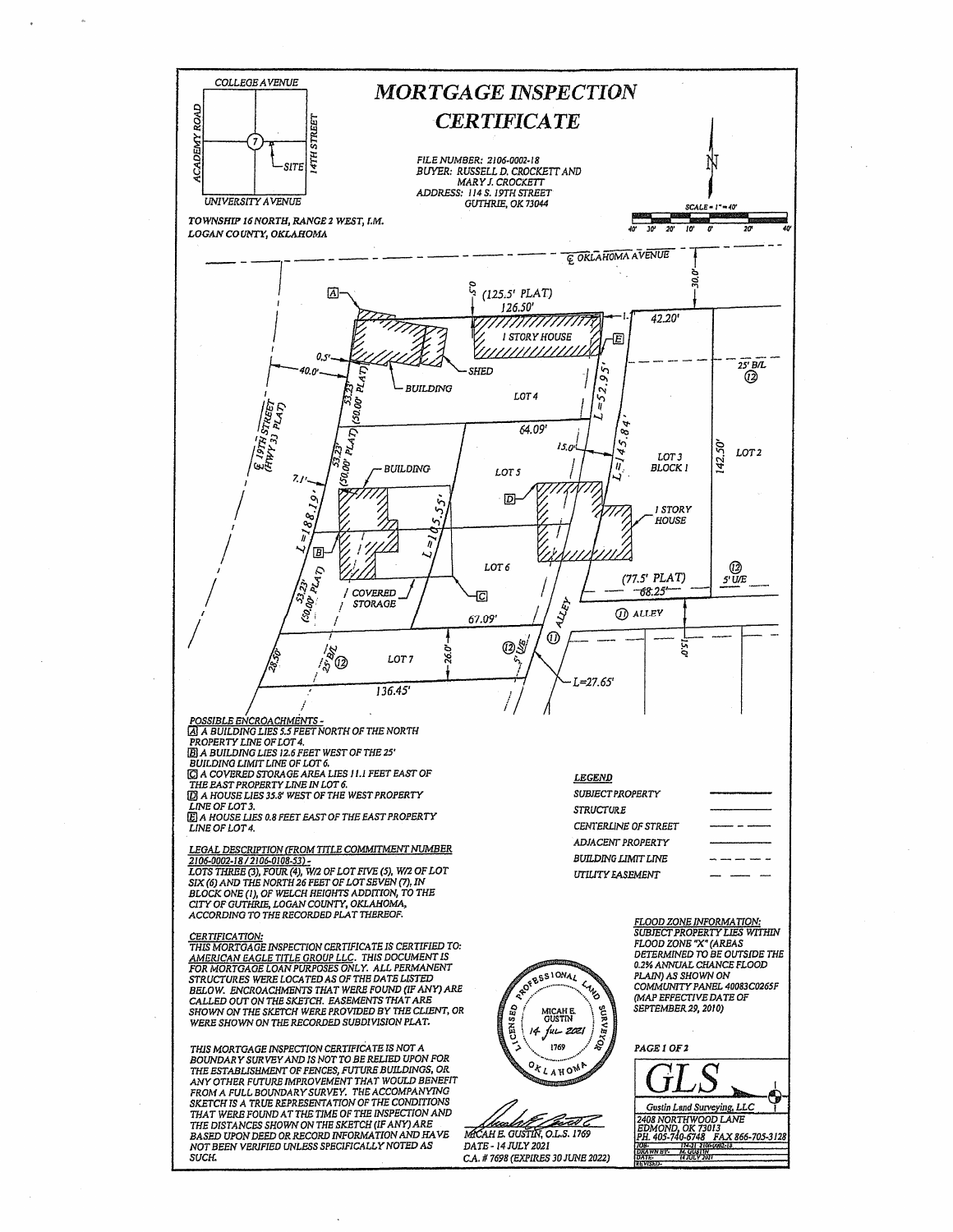# MORTGAGE INSPECTION CERTIFICATE

COLLEGE AVENUE
ACADEMY ROAD
14TH STREET
UNIVERSITY AVENUE
SITE

FILE NUMBER: 2106-0002-18
BUYER: RUSSELL D. CROCKETT AND MARY J. CROCKETT
ADDRESS: 114 S. 19TH STREET
GUTHRIE, OK 73044

SCALE = 1" = 40'

TOWNSHIP 16 NORTH, RANGE 2 WEST, I.M.
LOGAN COUNTY, OKLAHOMA

℄ OKLAHOMA AVENUE

30.0'

(125.5' PLAT)
126.50'
5.0'
1 STORY HOUSE
42.20'
SHED
BUILDING
0.5'
40.0'
53.23' (50.00' PLAT)
LOT 4
25' B/L (12)
℄ 19TH STREET (HWY 33 PLAT)
64.09'
L=52.95'
15.0'
L=145.84'
LOT 3 BLOCK 1
142.50'
LOT 2
7.1'
BUILDING
LOT 5
53.23' (50.00' PLAT)
L=188.19'
L=105.55'
1 STORY HOUSE
LOT 6
(77.5' PLAT)
68.25'
5' U/E (12)
53.23' (50.00' PLAT)
COVERED STORAGE
67.09'
(11) ALLEY
ALLEY (11)
15.0'
28.50'
25' B/L (12)
LOT 7
26.0'
(12) 5' U/E
136.45'
L=27.65'

POSSIBLE ENCROACHMENTS -

[A] A BUILDING LIES 5.5 FEET NORTH OF THE NORTH PROPERTY LINE OF LOT 4.
[B] A BUILDING LIES 12.6 FEET WEST OF THE 25' BUILDING LIMIT LINE OF LOT 6.
[C] A COVERED STORAGE AREA LIES 11.1 FEET EAST OF THE EAST PROPERTY LINE IN LOT 6.
[D] A HOUSE LIES 35.8' WEST OF THE WEST PROPERTY LINE OF LOT 3.
[E] A HOUSE LIES 0.8 FEET EAST OF THE EAST PROPERTY LINE OF LOT 4.

LEGEND

- SUBJECT PROPERTY
- STRUCTURE
- CENTERLINE OF STREET
- ADJACENT PROPERTY
- BUILDING LIMIT LINE
- UTILITY EASEMENT

LEGAL DESCRIPTION (FROM TITLE COMMITMENT NUMBER 2106-0002-18 / 2106-0108-53) -

LOTS THREE (3), FOUR (4), W/2 OF LOT FIVE (5), W/2 OF LOT SIX (6) AND THE NORTH 26 FEET OF LOT SEVEN (7), IN BLOCK ONE (1), OF WELCH HEIGHTS ADDITION, TO THE CITY OF GUTHRIE, LOGAN COUNTY, OKLAHOMA, ACCORDING TO THE RECORDED PLAT THEREOF.

CERTIFICATION:

THIS MORTGAGE INSPECTION CERTIFICATE IS CERTIFIED TO: AMERICAN EAGLE TITLE GROUP LLC. THIS DOCUMENT IS FOR MORTGAGE LOAN PURPOSES ONLY. ALL PERMANENT STRUCTURES WERE LOCATED AS OF THE DATE LISTED BELOW. ENCROACHMENTS THAT WERE FOUND (IF ANY) ARE CALLED OUT ON THE SKETCH. EASEMENTS THAT ARE SHOWN ON THE SKETCH WERE PROVIDED BY THE CLIENT, OR WERE SHOWN ON THE RECORDED SUBDIVISION PLAT.

THIS MORTGAGE INSPECTION CERTIFICATE IS NOT A BOUNDARY SURVEY AND IS NOT TO BE RELIED UPON FOR THE ESTABLISHMENT OF FENCES, FUTURE BUILDINGS, OR ANY OTHER FUTURE IMPROVEMENT THAT WOULD BENEFIT FROM A FULL BOUNDARY SURVEY. THE ACCOMPANYING SKETCH IS A TRUE REPRESENTATION OF THE CONDITIONS THAT WERE FOUND AT THE TIME OF THE INSPECTION AND THE DISTANCES SHOWN ON THE SKETCH (IF ANY) ARE BASED UPON DEED OR RECORD INFORMATION AND HAVE NOT BEEN VERIFIED UNLESS SPECIFICALLY NOTED AS SUCH.

LICENSED PROFESSIONAL LAND SURVEYOR
MICAH E. GUSTIN
14 Jul 2021
1769
OKLAHOMA

MICAH E. GUSTIN, O.L.S. 1769
DATE - 14 JULY 2021
C.A. # 7698 (EXPIRES 30 JUNE 2022)

FLOOD ZONE INFORMATION:

SUBJECT PROPERTY LIES WITHIN FLOOD ZONE "X" (AREAS DETERMINED TO BE OUTSIDE THE 0.2% ANNUAL CHANCE FLOOD PLAIN) AS SHOWN ON COMMUNITY PANEL 40083C0265F (MAP EFFECTIVE DATE OF SEPTEMBER 29, 2010)

PAGE 1 OF 2

GLS
Gustin Land Surveying, LLC
2408 NORTHWOOD LANE
EDMOND, OK 73013
PH. 405-740-6748 FAX 866-705-3128
JOB: 114-21 2106-0002-18
DRAWN BY: M. GUSTIN
DATE: 14 JULY 2021
REVISED: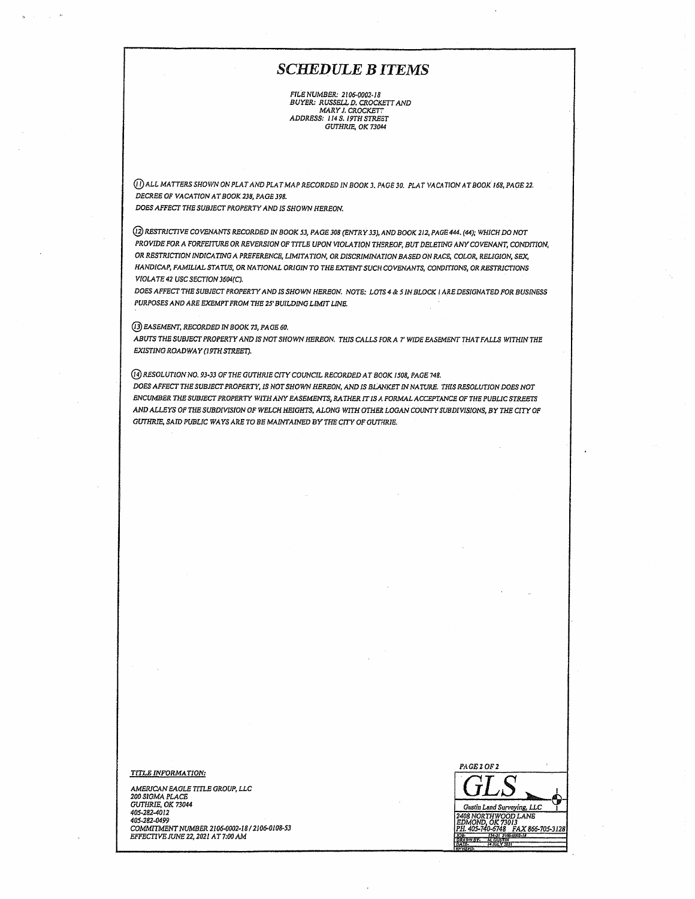# SCHEDULE B ITEMS

FILE NUMBER: 2106-0002-18
BUYER: RUSSELL D. CROCKETT AND
MARY J. CROCKETT
ADDRESS: 114 S. 19TH STREET
GUTHRIE, OK 73044

(11) ALL MATTERS SHOWN ON PLAT AND PLAT MAP RECORDED IN BOOK 3, PAGE 30. PLAT VACATION AT BOOK 168, PAGE 22. DECREE OF VACATION AT BOOK 238, PAGE 398.
DOES AFFECT THE SUBJECT PROPERTY AND IS SHOWN HEREON.

(12) RESTRICTIVE COVENANTS RECORDED IN BOOK 53, PAGE 308 (ENTRY 33), AND BOOK 212, PAGE 444. (44); WHICH DO NOT PROVIDE FOR A FORFEITURE OR REVERSION OF TITLE UPON VIOLATION THEREOF, BUT DELETING ANY COVENANT, CONDITION, OR RESTRICTION INDICATING A PREFERENCE, LIMITATION, OR DISCRIMINATION BASED ON RACE, COLOR, RELIGION, SEX, HANDICAP, FAMILIAL STATUS, OR NATIONAL ORIGIN TO THE EXTENT SUCH COVENANTS, CONDITIONS, OR RESTRICTIONS VIOLATE 42 USC SECTION 3604(C).
DOES AFFECT THE SUBJECT PROPERTY AND IS SHOWN HEREON. NOTE: LOTS 4 & 5 IN BLOCK 1 ARE DESIGNATED FOR BUSINESS PURPOSES AND ARE EXEMPT FROM THE 25' BUILDING LIMIT LINE.

(13) EASEMENT, RECORDED IN BOOK 73, PAGE 60.
ABUTS THE SUBJECT PROPERTY AND IS NOT SHOWN HEREON. THIS CALLS FOR A 7' WIDE EASEMENT THAT FALLS WITHIN THE EXISTING ROADWAY (19TH STREET).

(14) RESOLUTION NO. 93-33 OF THE GUTHRIE CITY COUNCIL RECORDED AT BOOK 1508, PAGE 748.
DOES AFFECT THE SUBJECT PROPERTY, IS NOT SHOWN HEREON, AND IS BLANKET IN NATURE. THIS RESOLUTION DOES NOT ENCUMBER THE SUBJECT PROPERTY WITH ANY EASEMENTS, RATHER IT IS A FORMAL ACCEPTANCE OF THE PUBLIC STREETS AND ALLEYS OF THE SUBDIVISION OF WELCH HEIGHTS, ALONG WITH OTHER LOGAN COUNTY SUBDIVISIONS, BY THE CITY OF GUTHRIE, SAID PUBLIC WAYS ARE TO BE MAINTAINED BY THE CITY OF GUTHRIE.

TITLE INFORMATION:

AMERICAN EAGLE TITLE GROUP, LLC
200 SIGMA PLACE
GUTHRIE, OK 73044
405-282-4012
405-282-0499
COMMITMENT NUMBER 2106-0002-18 / 2106-0108-53
EFFECTIVE JUNE 22, 2021 AT 7:00 AM

PAGE 2 OF 2

GLS
Gustin Land Surveying, LLC
2408 NORTHWOOD LANE
EDMOND, OK 73013
PH. 405-740-6748 FAX 866-705-3128
JOB: 134-21 2106-0002-18
DRAWN BY: M. GUSTIN
DATE: 14 JULY 2021
REVISED: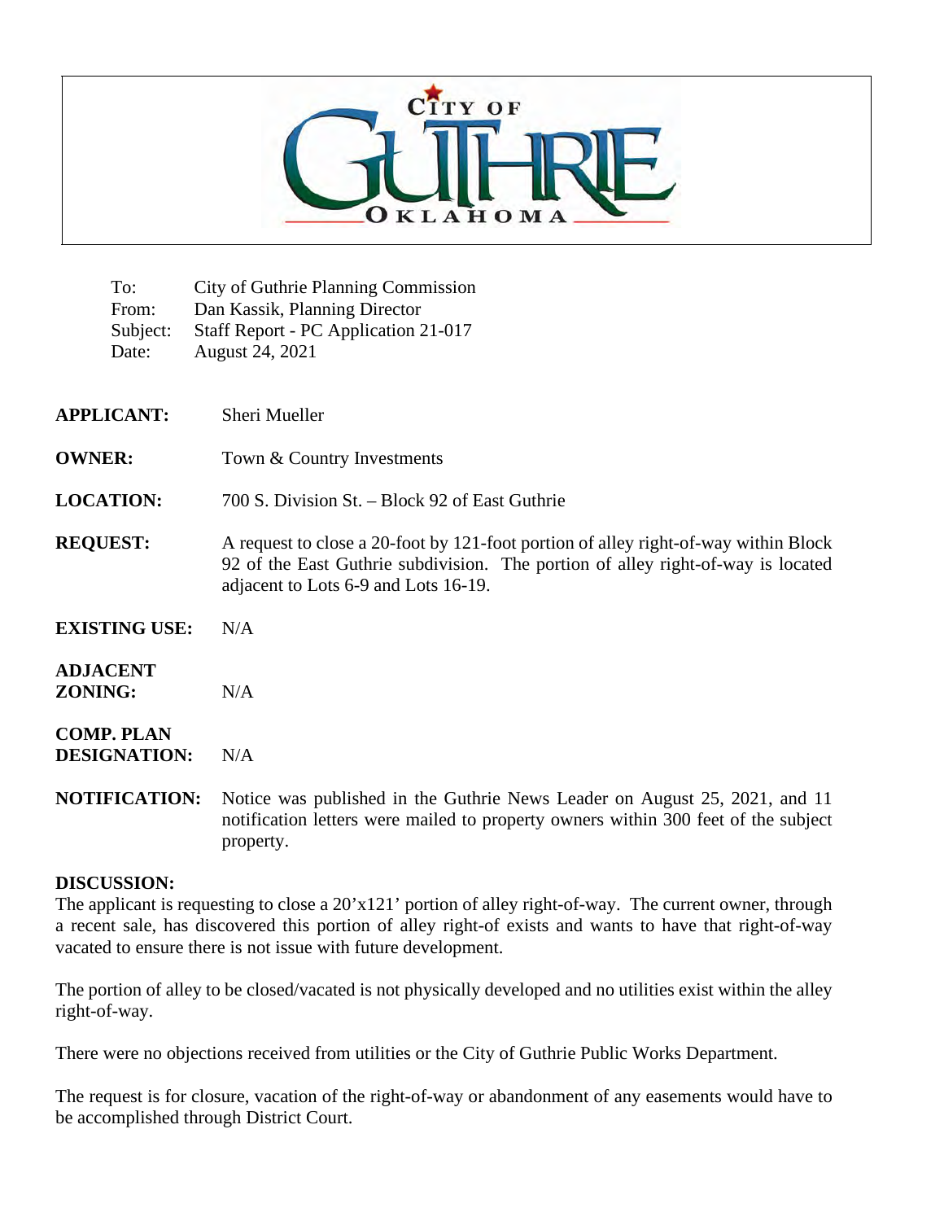CITY OF GUTHRIE OKLAHOMA

To: City of Guthrie Planning Commission
From: Dan Kassik, Planning Director
Subject: Staff Report - PC Application 21-017
Date: August 24, 2021

**APPLICANT:** Sheri Mueller

**OWNER:** Town & Country Investments

**LOCATION:** 700 S. Division St. – Block 92 of East Guthrie

**REQUEST:** A request to close a 20-foot by 121-foot portion of alley right-of-way within Block 92 of the East Guthrie subdivision. The portion of alley right-of-way is located adjacent to Lots 6-9 and Lots 16-19.

**EXISTING USE:** N/A

**ADJACENT ZONING:** N/A

**COMP. PLAN DESIGNATION:** N/A

**NOTIFICATION:** Notice was published in the Guthrie News Leader on August 25, 2021, and 11 notification letters were mailed to property owners within 300 feet of the subject property.

**DISCUSSION:**

The applicant is requesting to close a 20'x121' portion of alley right-of-way. The current owner, through a recent sale, has discovered this portion of alley right-of exists and wants to have that right-of-way vacated to ensure there is not issue with future development.

The portion of alley to be closed/vacated is not physically developed and no utilities exist within the alley right-of-way.

There were no objections received from utilities or the City of Guthrie Public Works Department.

The request is for closure, vacation of the right-of-way or abandonment of any easements would have to be accomplished through District Court.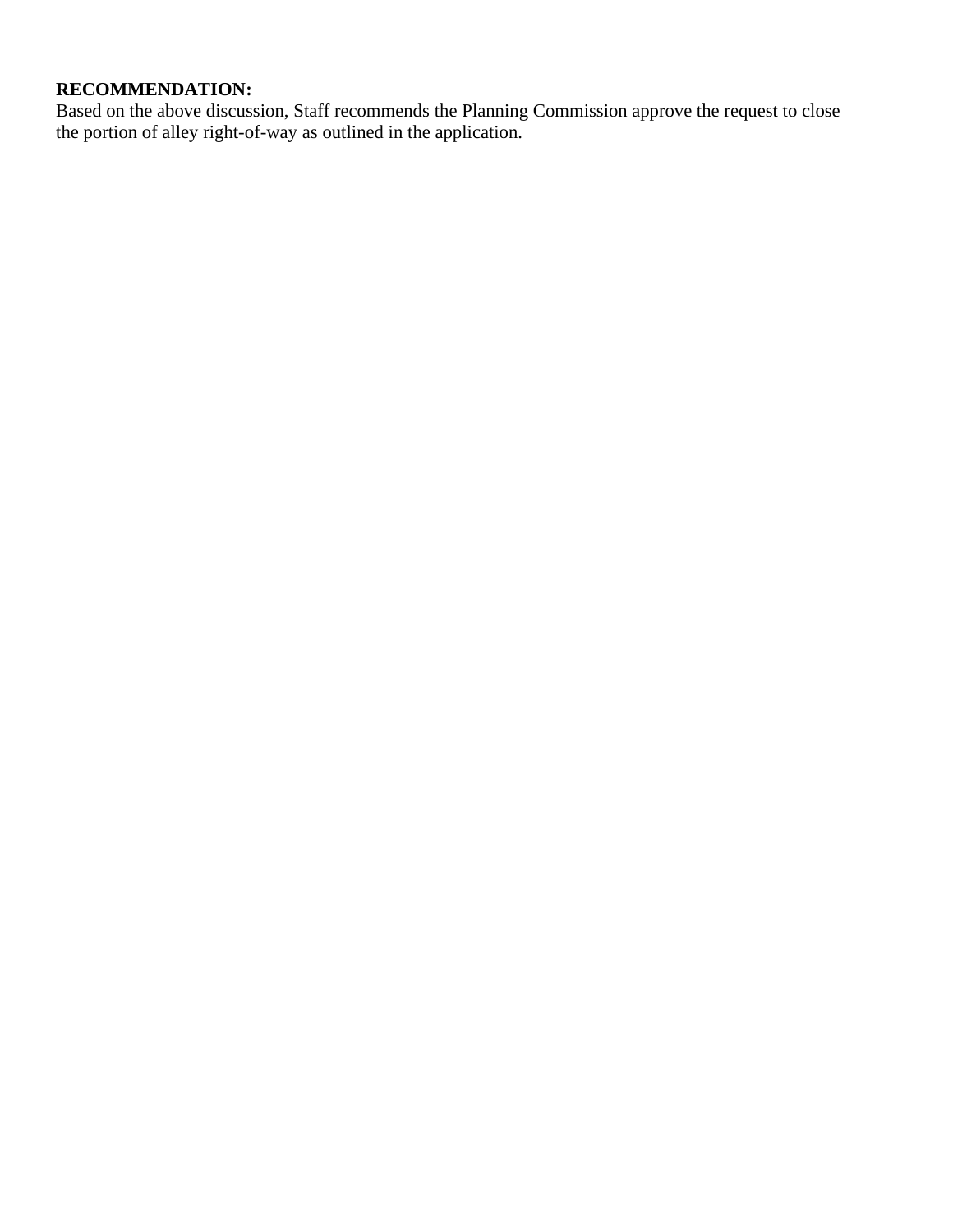**RECOMMENDATION:**
Based on the above discussion, Staff recommends the Planning Commission approve the request to close the portion of alley right-of-way as outlined in the application.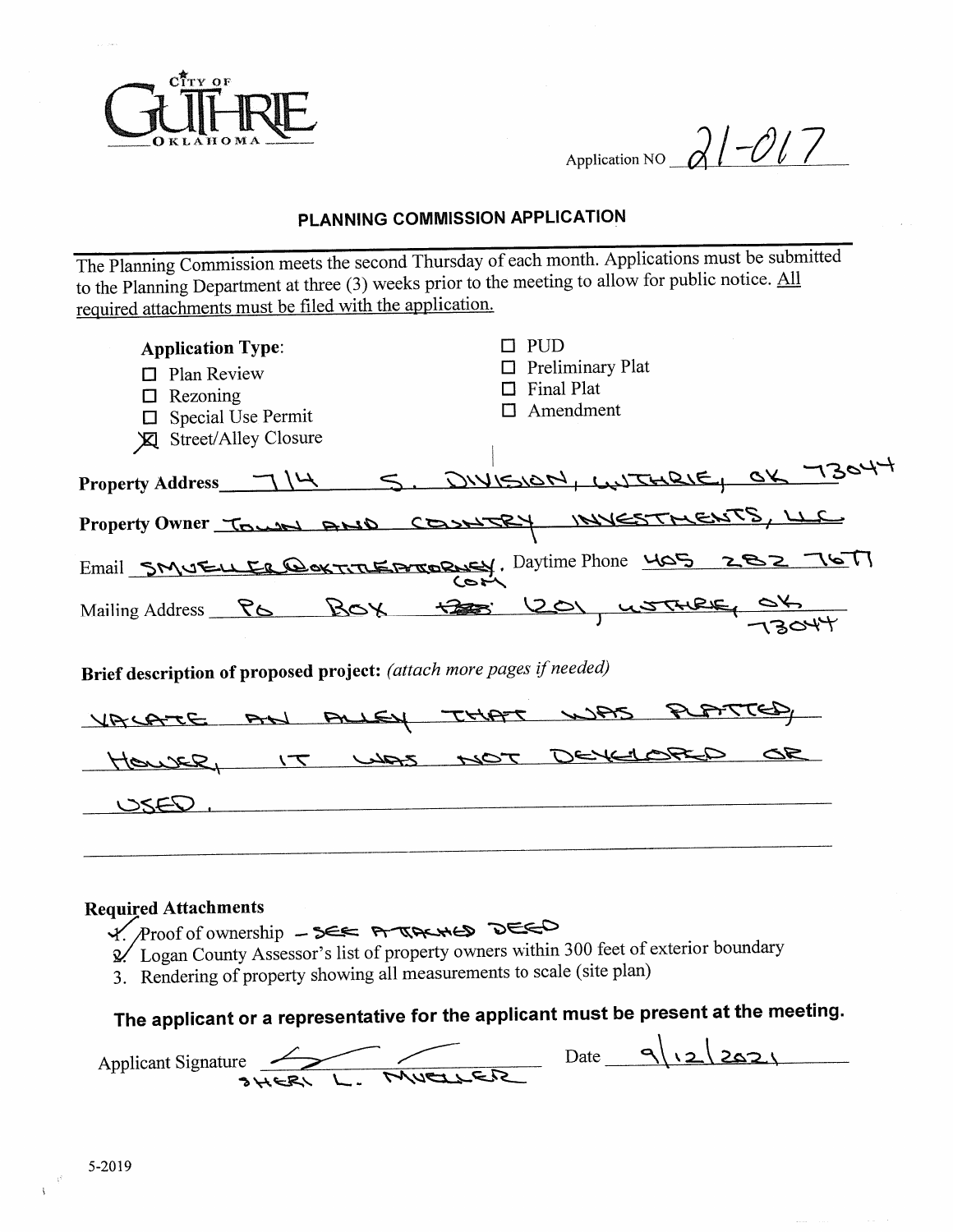CITY OF GUTHRIE OKLAHOMA

Application NO 21-017

## PLANNING COMMISSION APPLICATION

The Planning Commission meets the second Thursday of each month. Applications must be submitted to the Planning Department at three (3) weeks prior to the meeting to allow for public notice. All required attachments must be filed with the application.

**Application Type**:

- ☐ Plan Review
- ☐ Rezoning
- ☐ Special Use Permit
- ☒ Street/Alley Closure
- ☐ PUD
- ☐ Preliminary Plat
- ☐ Final Plat
- ☐ Amendment

**Property Address** 714 S. DIVISION, GUTHRIE, OK 73044

**Property Owner** TOWN AND COUNTRY INVESTMENTS, LLC

Email SMUELLER@OKTITLEATTORNEY.COM Daytime Phone 405 282 7677

Mailing Address PO BOX ~~1233~~ 1201, GUTHRIE, OK 73044

**Brief description of proposed project:** *(attach more pages if needed)*

VACATE AN ALLEY THAT WAS PLATTED, HOWER, IT WAS NOT DEVELOPED OR USED.

**Required Attachments**

1. ✓ Proof of ownership – SEE ATTACHED DEED
2. ✓ Logan County Assessor's list of property owners within 300 feet of exterior boundary
3. Rendering of property showing all measurements to scale (site plan)

**The applicant or a representative for the applicant must be present at the meeting.**

Applicant Signature [signature] SHERI L. MUELLER Date 9/12/2021

5-2019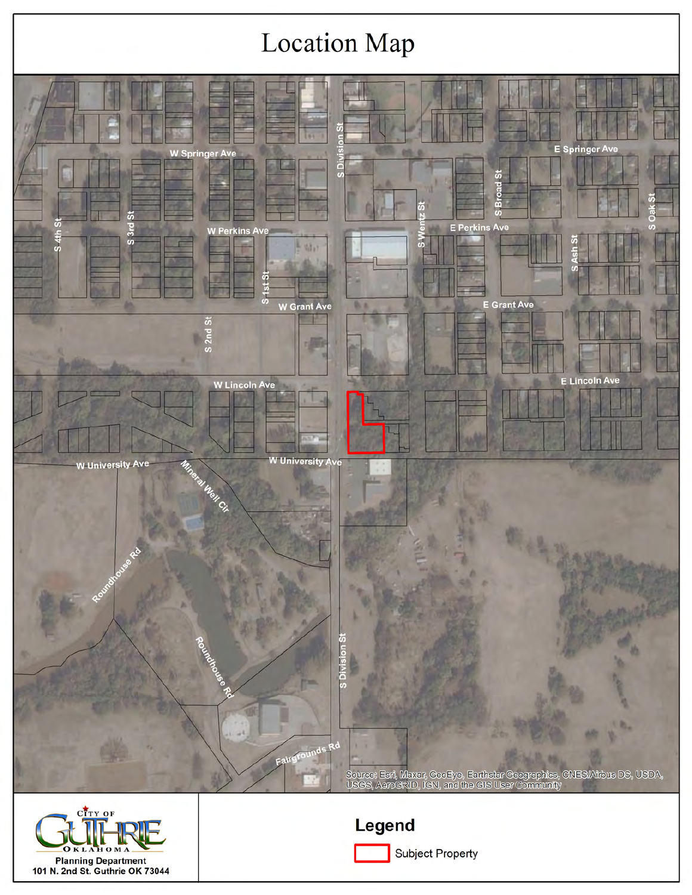# Location Map

W Springer Ave

E Springer Ave

S Division St

S 4th St

S 3rd St

W Perkins Ave

S Wentz St

S Broad St

E Perkins Ave

S Oak St

S Ash St

S 1st St

W Grant Ave

E Grant Ave

S 2nd St

W Lincoln Ave

E Lincoln Ave

W University Ave

W University Ave

Mineral Well Cir

Roundhouse Rd

Roundhouse Rd

S Division St

Fairgrounds Rd

Source: Esri, Maxar, GeoEye, Earthstar Geographics, CNES/Airbus DS, USDA, USGS, AeroGRID, IGN, and the GIS User Community

City of Guthrie Oklahoma

Planning Department
101 N. 2nd St. Guthrie OK 73044

**Legend**

Subject Property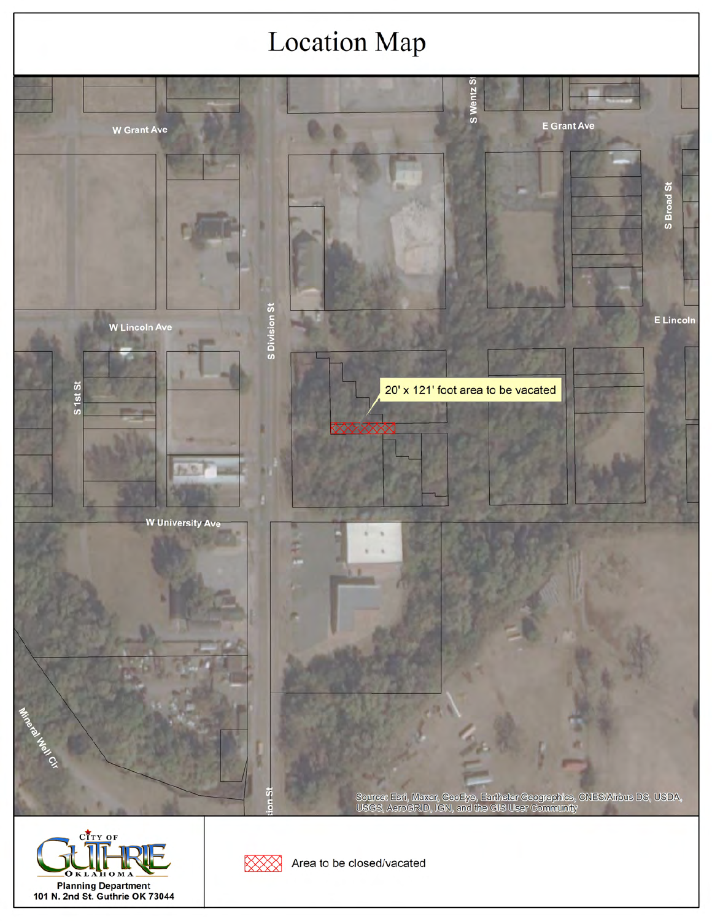# Location Map

W Grant Ave

E Grant Ave

S Wentz St

S Broad St

W Lincoln Ave

E Lincoln

S Division St

S 1st St

20' x 121' foot area to be vacated

W University Ave

Mineral Well Cir

Source: Esri, Maxar, GeoEye, Earthstar Geographics, CNES/Airbus DS, USDA, USGS, AeroGRID, IGN, and the GIS User Community

CITY OF GUTHRIE OKLAHOMA

Planning Department
101 N. 2nd St. Guthrie OK 73044

Area to be closed/vacated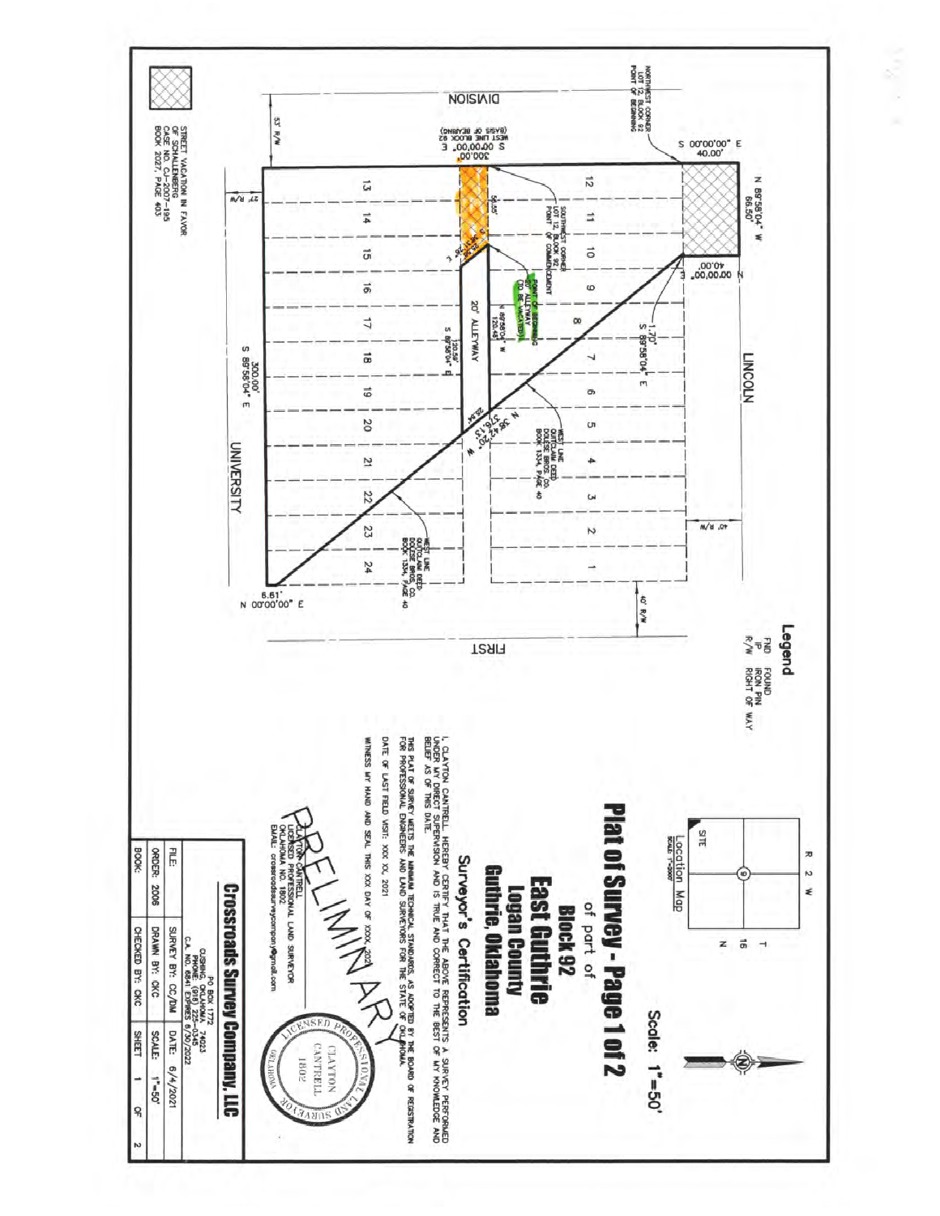# Plat of Survey - Page 1 of 2

of part of

## Block 92
## East Guthrie
## Logan County
## Guthrie, Oklahoma

Scale: 1"=50'

Location Map
SCALE: 1"=2000'

R 2 W

T 16 N

SITE

9

### Legend

FND FOUND
IP IRON PIN
R/W RIGHT OF WAY

LINCOLN

DIVISION

UNIVERSITY

FIRST

NORTHWEST CORNER LOT 12, BLOCK 92 POINT OF BEGINNING

S 00°00'00" E 40.00'

N 89°58'04" W 66.50'

N 00°00'00" E 40.00'

1.70' S 89°58'04" E

S 00°00'00" E 300.00' WEST LINE BLOCK 92 (BASIS OF BEARING)

SOUTHWEST CORNER LOT 12, BLOCK 92 POINT OF COMMENCEMENT

POINT OF BEGINNING 20' ALLEYWAY (TO BE VACATED)

N 89°58'04" W 120.48'

20' ALLEYWAY

120.56' S 89°58'04" E

WEST LINE QUITCLAIM DEED DOLESE BROS. CO. BOOK 1334, PAGE 40

N 38°42'20" W 376.13'

25.64'

56.55'

300.00' S 89°58'04" E

6.61' N 00°00'00" E

40' R/W

53' R/W

27' R/W

12 11 10 9 8 7 6 5 4 3 2 1

13 14 15 16 17 18 19 20 21 22 23 24

STREET VACATION IN FAVOR OF SCHALLENBERG CASE NO. CJ-2007-195 BOOK 2027, PAGE 403

### Surveyor's Certification

I, CLAYTON CANTRELL, HEREBY CERTIFY THAT THE ABOVE REPRESENTS A SURVEY PERFORMED UNDER MY DIRECT SUPERVISION AND IS TRUE AND CORRECT TO THE BEST OF MY KNOWLEDGE AND BELIEF AS OF THIS DATE.

THIS PLAT OF SURVEY MEETS THE MINIMUM TECHNICAL STANDARDS, AS ADOPTED BY THE BOARD OF REGISTRATION FOR PROFESSIONAL ENGINEERS AND LAND SURVEYORS FOR THE STATE OF OKLAHOMA.

DATE OF LAST FIELD VISIT: XXX XX, 2021

WITNESS MY HAND AND SEAL THIS XXX DAY OF XXXX, 2021

PRELIMINARY

CLAYTON CANTRELL
LICENSED PROFESSIONAL LAND SURVEYOR
OKLAHOMA NO. 1802
EMAIL: crossroadssurveycompany@gmail.com

LICENSED PROFESSIONAL LAND SURVEYOR CLAYTON CANTRELL 1802 OKLAHOMA

## Crossroads Survey Company, LLC

PO BOX 1772
CUSHING, OKLAHOMA 74023
PHONE: (918) 225-0345
C.A. NO. 6841 EXPIRES 6/30/2022

| | | |
|---|---|---|
| FILE: | SURVEY BY: CC/DM | DATE: 6/4/2021 |
| ORDER: 2006 | DRAWN BY: CKC | SCALE: 1"=50' |
| BOOK: | CHECKED BY: CKC | SHEET 1 OF 2 |